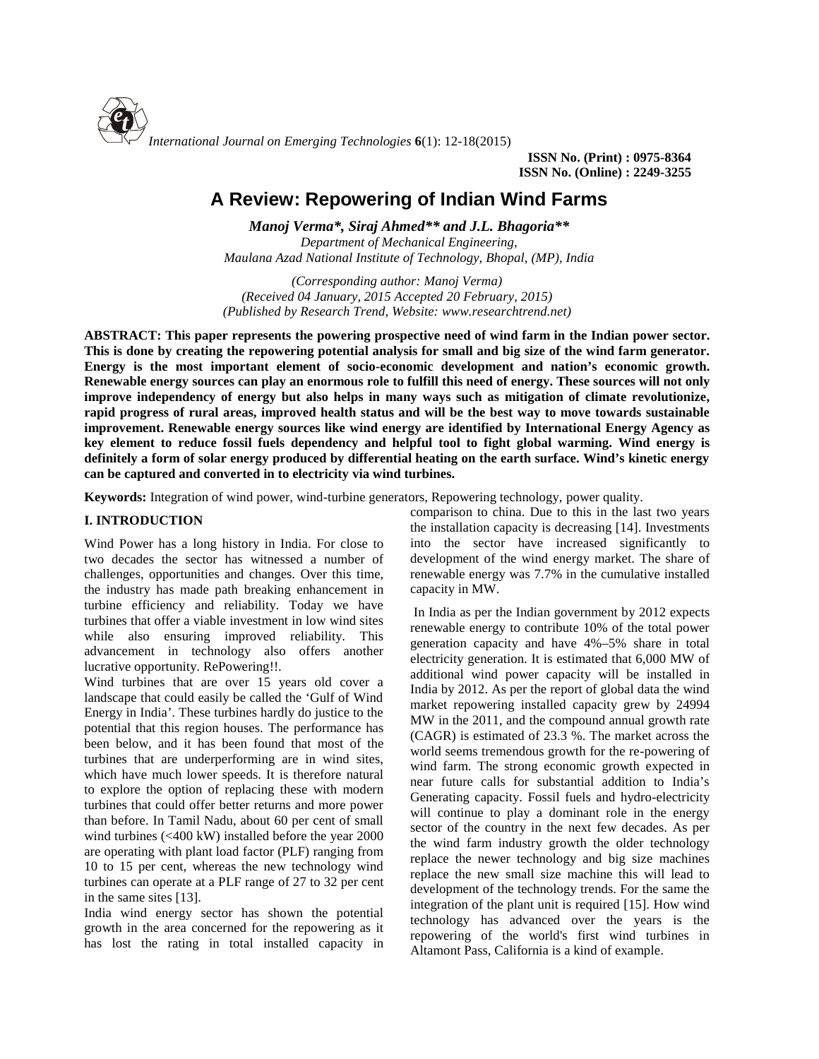# A Review: Repowering of Indian Wind Farms

***Manoj Verma\*, Siraj Ahmed\*\* and J.L. Bhagoria\*\****

*Department of Mechanical Engineering,*
*Maulana Azad National Institute of Technology, Bhopal, (MP), India*

*(Corresponding author: Manoj Verma)*
*(Received 04 January, 2015 Accepted 20 February, 2015)*
*(Published by Research Trend, Website: www.researchtrend.net)*

**ABSTRACT: This paper represents the powering prospective need of wind farm in the Indian power sector. This is done by creating the repowering potential analysis for small and big size of the wind farm generator. Energy is the most important element of socio-economic development and nation's economic growth. Renewable energy sources can play an enormous role to fulfill this need of energy. These sources will not only improve independency of energy but also helps in many ways such as mitigation of climate revolutionize, rapid progress of rural areas, improved health status and will be the best way to move towards sustainable improvement. Renewable energy sources like wind energy are identified by International Energy Agency as key element to reduce fossil fuels dependency and helpful tool to fight global warming. Wind energy is definitely a form of solar energy produced by differential heating on the earth surface. Wind's kinetic energy can be captured and converted in to electricity via wind turbines.**

**Keywords:** Integration of wind power, wind-turbine generators, Repowering technology, power quality.

## I. INTRODUCTION

Wind Power has a long history in India. For close to two decades the sector has witnessed a number of challenges, opportunities and changes. Over this time, the industry has made path breaking enhancement in turbine efficiency and reliability. Today we have turbines that offer a viable investment in low wind sites while also ensuring improved reliability. This advancement in technology also offers another lucrative opportunity. RePowering!!.

Wind turbines that are over 15 years old cover a landscape that could easily be called the 'Gulf of Wind Energy in India'. These turbines hardly do justice to the potential that this region houses. The performance has been below, and it has been found that most of the turbines that are underperforming are in wind sites, which have much lower speeds. It is therefore natural to explore the option of replacing these with modern turbines that could offer better returns and more power than before. In Tamil Nadu, about 60 per cent of small wind turbines (<400 kW) installed before the year 2000 are operating with plant load factor (PLF) ranging from 10 to 15 per cent, whereas the new technology wind turbines can operate at a PLF range of 27 to 32 per cent in the same sites [13].

India wind energy sector has shown the potential growth in the area concerned for the repowering as it has lost the rating in total installed capacity in comparison to china. Due to this in the last two years the installation capacity is decreasing [14]. Investments into the sector have increased significantly to development of the wind energy market. The share of renewable energy was 7.7% in the cumulative installed capacity in MW.

In India as per the Indian government by 2012 expects renewable energy to contribute 10% of the total power generation capacity and have 4%–5% share in total electricity generation. It is estimated that 6,000 MW of additional wind power capacity will be installed in India by 2012. As per the report of global data the wind market repowering installed capacity grew by 24994 MW in the 2011, and the compound annual growth rate (CAGR) is estimated of 23.3 %. The market across the world seems tremendous growth for the re-powering of wind farm. The strong economic growth expected in near future calls for substantial addition to India's Generating capacity. Fossil fuels and hydro-electricity will continue to play a dominant role in the energy sector of the country in the next few decades. As per the wind farm industry growth the older technology replace the newer technology and big size machines replace the new small size machine this will lead to development of the technology trends. For the same the integration of the plant unit is required [15]. How wind technology has advanced over the years is the repowering of the world's first wind turbines in Altamont Pass, California is a kind of example.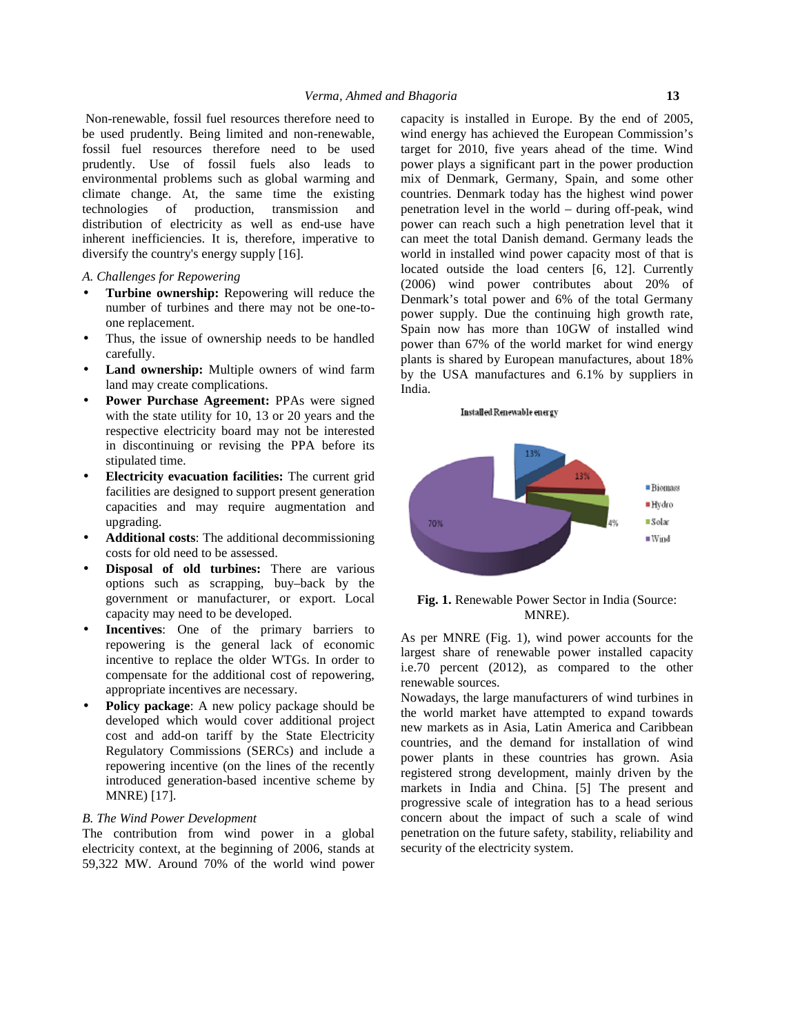Non-renewable, fossil fuel resources therefore need to be used prudently. Being limited and non-renewable, fossil fuel resources therefore need to be used prudently. Use of fossil fuels also leads to environmental problems such as global warming and climate change. At, the same time the existing technologies of production, transmission and distribution of electricity as well as end-use have inherent inefficiencies. It is, therefore, imperative to diversify the country's energy supply [16].

### *A. Challenges for Repowering*

- **Turbine ownership:** Repowering will reduce the number of turbines and there may not be one-to-one replacement.
- Thus, the issue of ownership needs to be handled carefully.
- **Land ownership:** Multiple owners of wind farm land may create complications.
- **Power Purchase Agreement:** PPAs were signed with the state utility for 10, 13 or 20 years and the respective electricity board may not be interested in discontinuing or revising the PPA before its stipulated time.
- **Electricity evacuation facilities:** The current grid facilities are designed to support present generation capacities and may require augmentation and upgrading.
- **Additional costs**: The additional decommissioning costs for old need to be assessed.
- **Disposal of old turbines:** There are various options such as scrapping, buy–back by the government or manufacturer, or export. Local capacity may need to be developed.
- **Incentives**: One of the primary barriers to repowering is the general lack of economic incentive to replace the older WTGs. In order to compensate for the additional cost of repowering, appropriate incentives are necessary.
- **Policy package**: A new policy package should be developed which would cover additional project cost and add-on tariff by the State Electricity Regulatory Commissions (SERCs) and include a repowering incentive (on the lines of the recently introduced generation-based incentive scheme by MNRE) [17].

### *B. The Wind Power Development*

The contribution from wind power in a global electricity context, at the beginning of 2006, stands at 59,322 MW. Around 70% of the world wind power capacity is installed in Europe. By the end of 2005, wind energy has achieved the European Commission's target for 2010, five years ahead of the time. Wind power plays a significant part in the power production mix of Denmark, Germany, Spain, and some other countries. Denmark today has the highest wind power penetration level in the world – during off-peak, wind power can reach such a high penetration level that it can meet the total Danish demand. Germany leads the world in installed wind power capacity most of that is located outside the load centers [6, 12]. Currently (2006) wind power contributes about 20% of Denmark's total power and 6% of the total Germany power supply. Due the continuing high growth rate, Spain now has more than 10GW of installed wind power than 67% of the world market for wind energy plants is shared by European manufactures, about 18% by the USA manufactures and 6.1% by suppliers in India.

**Fig. 1.** Renewable Power Sector in India (Source: MNRE).

As per MNRE (Fig. 1), wind power accounts for the largest share of renewable power installed capacity i.e.70 percent (2012), as compared to the other renewable sources.

Nowadays, the large manufacturers of wind turbines in the world market have attempted to expand towards new markets as in Asia, Latin America and Caribbean countries, and the demand for installation of wind power plants in these countries has grown. Asia registered strong development, mainly driven by the markets in India and China. [5] The present and progressive scale of integration has to a head serious concern about the impact of such a scale of wind penetration on the future safety, stability, reliability and security of the electricity system.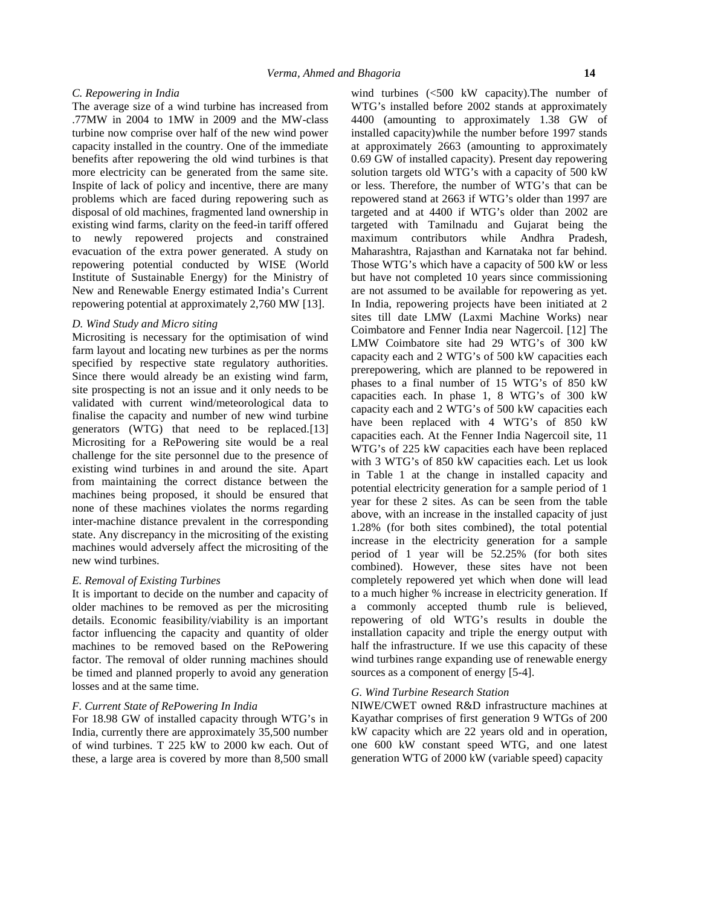### C. Repowering in India

The average size of a wind turbine has increased from .77MW in 2004 to 1MW in 2009 and the MW-class turbine now comprise over half of the new wind power capacity installed in the country. One of the immediate benefits after repowering the old wind turbines is that more electricity can be generated from the same site. Inspite of lack of policy and incentive, there are many problems which are faced during repowering such as disposal of old machines, fragmented land ownership in existing wind farms, clarity on the feed-in tariff offered to newly repowered projects and constrained evacuation of the extra power generated. A study on repowering potential conducted by WISE (World Institute of Sustainable Energy) for the Ministry of New and Renewable Energy estimated India's Current repowering potential at approximately 2,760 MW [13].

### D. Wind Study and Micro siting

Micrositing is necessary for the optimisation of wind farm layout and locating new turbines as per the norms specified by respective state regulatory authorities. Since there would already be an existing wind farm, site prospecting is not an issue and it only needs to be validated with current wind/meteorological data to finalise the capacity and number of new wind turbine generators (WTG) that need to be replaced.[13] Micrositing for a RePowering site would be a real challenge for the site personnel due to the presence of existing wind turbines in and around the site. Apart from maintaining the correct distance between the machines being proposed, it should be ensured that none of these machines violates the norms regarding inter-machine distance prevalent in the corresponding state. Any discrepancy in the micrositing of the existing machines would adversely affect the micrositing of the new wind turbines.

### E. Removal of Existing Turbines

It is important to decide on the number and capacity of older machines to be removed as per the micrositing details. Economic feasibility/viability is an important factor influencing the capacity and quantity of older machines to be removed based on the RePowering factor. The removal of older running machines should be timed and planned properly to avoid any generation losses and at the same time.

### F. Current State of RePowering In India

For 18.98 GW of installed capacity through WTG's in India, currently there are approximately 35,500 number of wind turbines. T 225 kW to 2000 kw each. Out of these, a large area is covered by more than 8,500 small wind turbines (<500 kW capacity).The number of WTG's installed before 2002 stands at approximately 4400 (amounting to approximately 1.38 GW of installed capacity)while the number before 1997 stands at approximately 2663 (amounting to approximately 0.69 GW of installed capacity). Present day repowering solution targets old WTG's with a capacity of 500 kW or less. Therefore, the number of WTG's that can be repowered stand at 2663 if WTG's older than 1997 are targeted and at 4400 if WTG's older than 2002 are targeted with Tamilnadu and Gujarat being the maximum contributors while Andhra Pradesh, Maharashtra, Rajasthan and Karnataka not far behind. Those WTG's which have a capacity of 500 kW or less but have not completed 10 years since commissioning are not assumed to be available for repowering as yet. In India, repowering projects have been initiated at 2 sites till date LMW (Laxmi Machine Works) near Coimbatore and Fenner India near Nagercoil. [12] The LMW Coimbatore site had 29 WTG's of 300 kW capacity each and 2 WTG's of 500 kW capacities each prerepowering, which are planned to be repowered in phases to a final number of 15 WTG's of 850 kW capacities each. In phase 1, 8 WTG's of 300 kW capacity each and 2 WTG's of 500 kW capacities each have been replaced with 4 WTG's of 850 kW capacities each. At the Fenner India Nagercoil site, 11 WTG's of 225 kW capacities each have been replaced with 3 WTG's of 850 kW capacities each. Let us look in Table 1 at the change in installed capacity and potential electricity generation for a sample period of 1 year for these 2 sites. As can be seen from the table above, with an increase in the installed capacity of just 1.28% (for both sites combined), the total potential increase in the electricity generation for a sample period of 1 year will be 52.25% (for both sites combined). However, these sites have not been completely repowered yet which when done will lead to a much higher % increase in electricity generation. If a commonly accepted thumb rule is believed, repowering of old WTG's results in double the installation capacity and triple the energy output with half the infrastructure. If we use this capacity of these wind turbines range expanding use of renewable energy sources as a component of energy [5-4].

### G. Wind Turbine Research Station

NIWE/CWET owned R&D infrastructure machines at Kayathar comprises of first generation 9 WTGs of 200 kW capacity which are 22 years old and in operation, one 600 kW constant speed WTG, and one latest generation WTG of 2000 kW (variable speed) capacity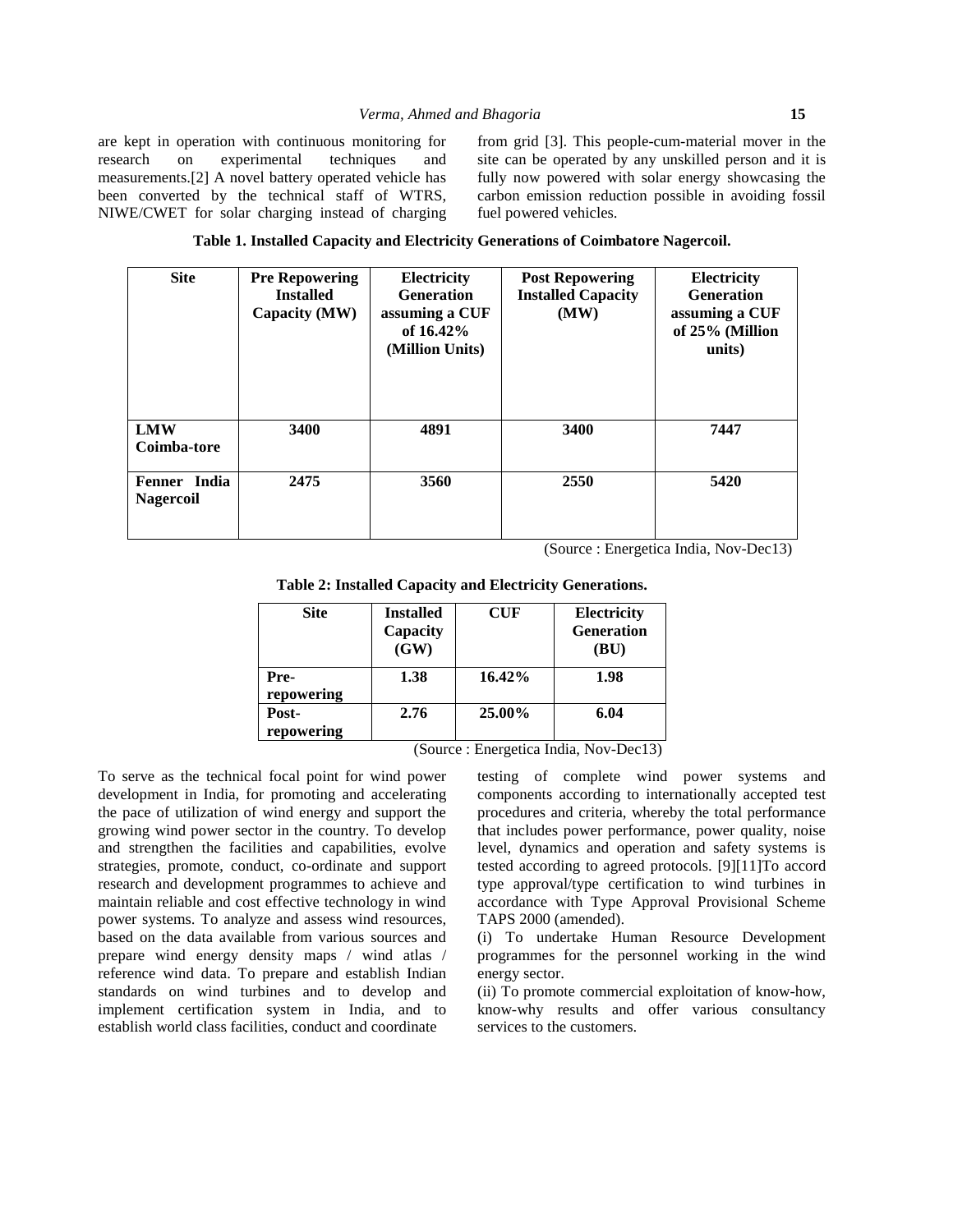are kept in operation with continuous monitoring for research on experimental techniques and measurements.[2] A novel battery operated vehicle has been converted by the technical staff of WTRS, NIWE/CWET for solar charging instead of charging from grid [3]. This people-cum-material mover in the site can be operated by any unskilled person and it is fully now powered with solar energy showcasing the carbon emission reduction possible in avoiding fossil fuel powered vehicles.

**Table 1. Installed Capacity and Electricity Generations of Coimbatore Nagercoil.**

| Site | Pre Repowering Installed Capacity (MW) | Electricity Generation assuming a CUF of 16.42% (Million Units) | Post Repowering Installed Capacity (MW) | Electricity Generation assuming a CUF of 25% (Million units) |
|---|---|---|---|---|
| **LMW Coimba-tore** | **3400** | **4891** | **3400** | **7447** |
| **Fenner India Nagercoil** | **2475** | **3560** | **2550** | **5420** |

(Source : Energetica India, Nov-Dec13)

**Table 2: Installed Capacity and Electricity Generations.**

| Site | Installed Capacity (GW) | CUF | Electricity Generation (BU) |
|---|---|---|---|
| **Pre-repowering** | **1.38** | **16.42%** | **1.98** |
| **Post-repowering** | **2.76** | **25.00%** | **6.04** |

(Source : Energetica India, Nov-Dec13)

To serve as the technical focal point for wind power development in India, for promoting and accelerating the pace of utilization of wind energy and support the growing wind power sector in the country. To develop and strengthen the facilities and capabilities, evolve strategies, promote, conduct, co-ordinate and support research and development programmes to achieve and maintain reliable and cost effective technology in wind power systems. To analyze and assess wind resources, based on the data available from various sources and prepare wind energy density maps / wind atlas / reference wind data. To prepare and establish Indian standards on wind turbines and to develop and implement certification system in India, and to establish world class facilities, conduct and coordinate testing of complete wind power systems and components according to internationally accepted test procedures and criteria, whereby the total performance that includes power performance, power quality, noise level, dynamics and operation and safety systems is tested according to agreed protocols. [9][11]To accord type approval/type certification to wind turbines in accordance with Type Approval Provisional Scheme TAPS 2000 (amended).

(i) To undertake Human Resource Development programmes for the personnel working in the wind energy sector.

(ii) To promote commercial exploitation of know-how, know-why results and offer various consultancy services to the customers.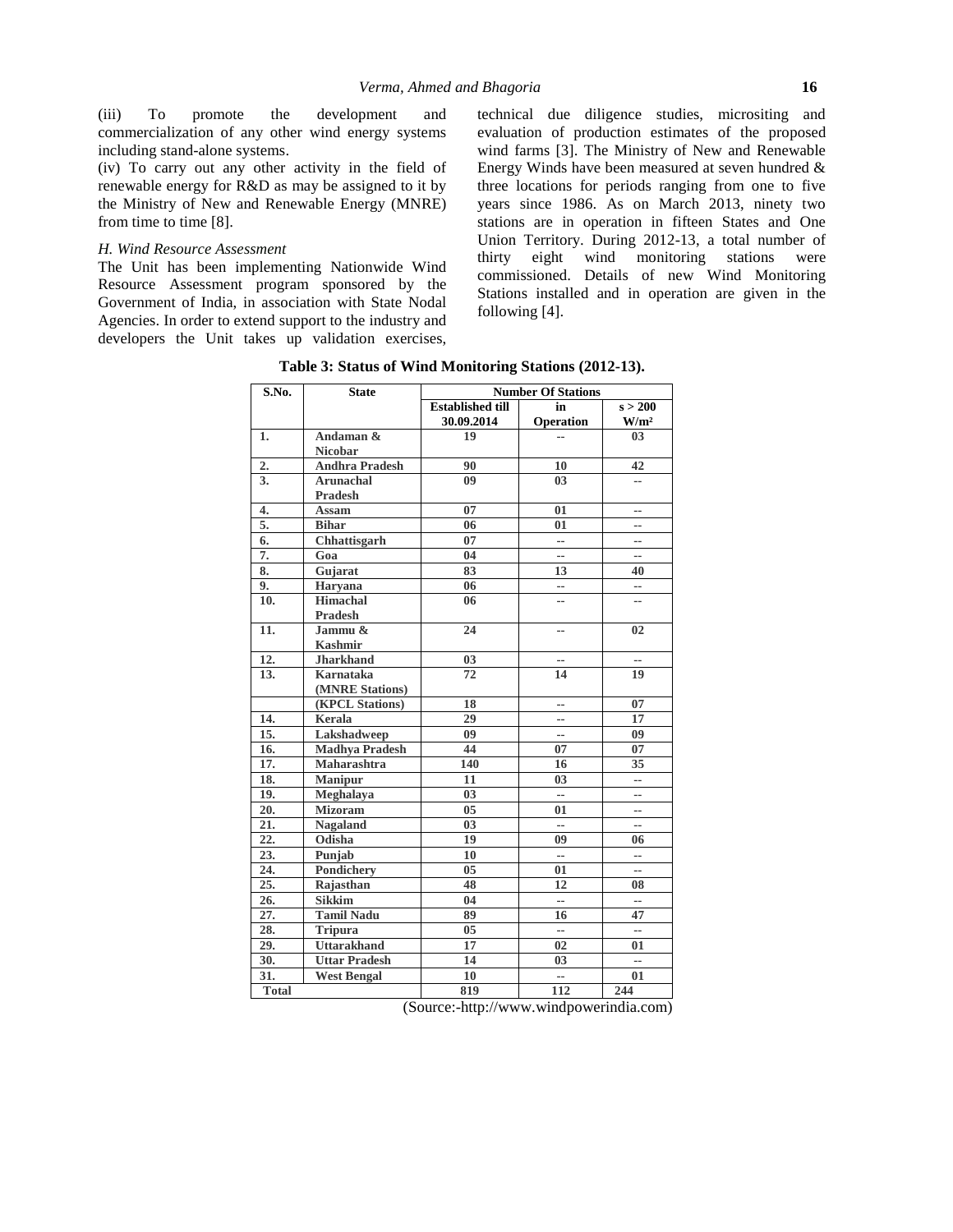(iii) To promote the development and commercialization of any other wind energy systems including stand-alone systems.

(iv) To carry out any other activity in the field of renewable energy for R&D as may be assigned to it by the Ministry of New and Renewable Energy (MNRE) from time to time [8].

### *H. Wind Resource Assessment*

The Unit has been implementing Nationwide Wind Resource Assessment program sponsored by the Government of India, in association with State Nodal Agencies. In order to extend support to the industry and developers the Unit takes up validation exercises, technical due diligence studies, micrositing and evaluation of production estimates of the proposed wind farms [3]. The Ministry of New and Renewable Energy Winds have been measured at seven hundred & three locations for periods ranging from one to five years since 1986. As on March 2013, ninety two stations are in operation in fifteen States and One Union Territory. During 2012-13, a total number of thirty eight wind monitoring stations were commissioned. Details of new Wind Monitoring Stations installed and in operation are given in the following [4].

**Table 3: Status of Wind Monitoring Stations (2012-13).**

| S.No. | State | Number Of Stations | | |
|---|---|---|---|---|
| | | Established till 30.09.2014 | in Operation | s > 200 W/m² |
| 1. | Andaman & Nicobar | 19 | -- | 03 |
| 2. | Andhra Pradesh | 90 | 10 | 42 |
| 3. | Arunachal Pradesh | 09 | 03 | -- |
| 4. | Assam | 07 | 01 | -- |
| 5. | Bihar | 06 | 01 | -- |
| 6. | Chhattisgarh | 07 | -- | -- |
| 7. | Goa | 04 | -- | -- |
| 8. | Gujarat | 83 | 13 | 40 |
| 9. | Haryana | 06 | -- | -- |
| 10. | Himachal Pradesh | 06 | -- | -- |
| 11. | Jammu & Kashmir | 24 | -- | 02 |
| 12. | Jharkhand | 03 | -- | -- |
| 13. | Karnataka (MNRE Stations) | 72 | 14 | 19 |
| | (KPCL Stations) | 18 | -- | 07 |
| 14. | Kerala | 29 | -- | 17 |
| 15. | Lakshadweep | 09 | -- | 09 |
| 16. | Madhya Pradesh | 44 | 07 | 07 |
| 17. | Maharashtra | 140 | 16 | 35 |
| 18. | Manipur | 11 | 03 | -- |
| 19. | Meghalaya | 03 | -- | -- |
| 20. | Mizoram | 05 | 01 | -- |
| 21. | Nagaland | 03 | -- | -- |
| 22. | Odisha | 19 | 09 | 06 |
| 23. | Punjab | 10 | -- | -- |
| 24. | Pondichery | 05 | 01 | -- |
| 25. | Rajasthan | 48 | 12 | 08 |
| 26. | Sikkim | 04 | -- | -- |
| 27. | Tamil Nadu | 89 | 16 | 47 |
| 28. | Tripura | 05 | -- | -- |
| 29. | Uttarakhand | 17 | 02 | 01 |
| 30. | Uttar Pradesh | 14 | 03 | -- |
| 31. | West Bengal | 10 | -- | 01 |
| Total | | 819 | 112 | 244 |

(Source:-http://www.windpowerindia.com)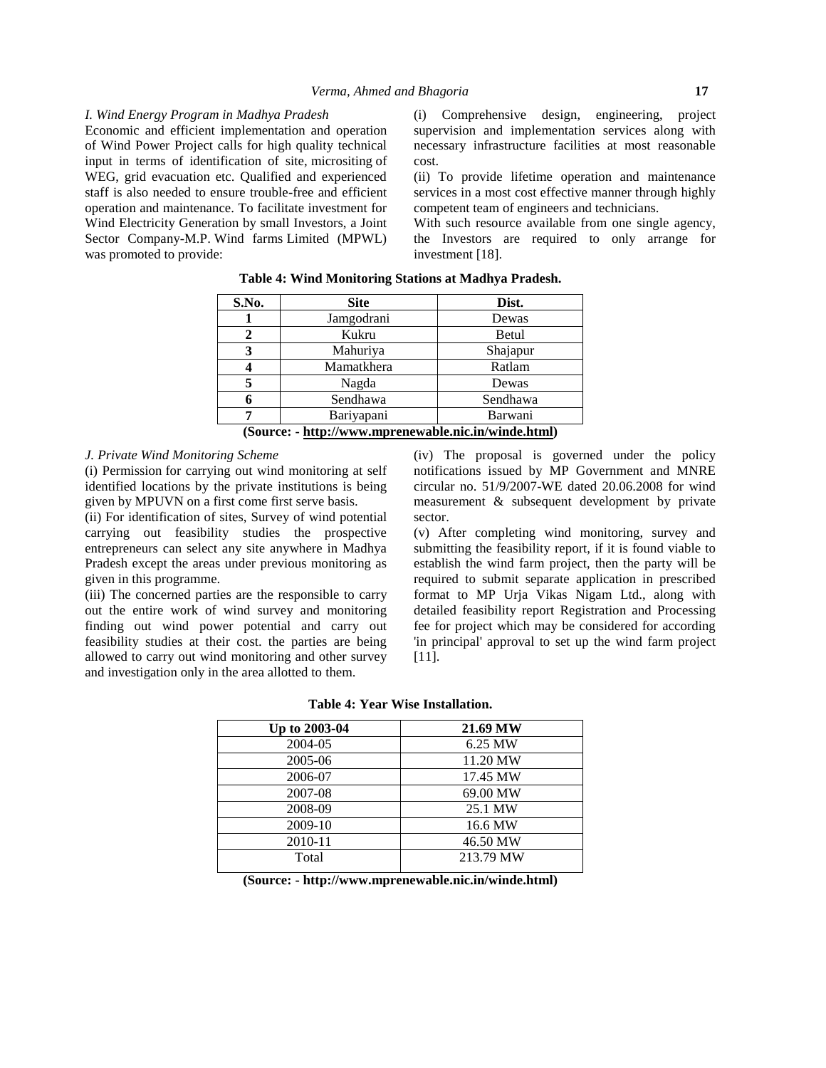*I. Wind Energy Program in Madhya Pradesh*

Economic and efficient implementation and operation of Wind Power Project calls for high quality technical input in terms of identification of site, micrositing of WEG, grid evacuation etc. Qualified and experienced staff is also needed to ensure trouble-free and efficient operation and maintenance. To facilitate investment for Wind Electricity Generation by small Investors, a Joint Sector Company-M.P. Wind farms Limited (MPWL) was promoted to provide:

(i) Comprehensive design, engineering, project supervision and implementation services along with necessary infrastructure facilities at most reasonable cost.

(ii) To provide lifetime operation and maintenance services in a most cost effective manner through highly competent team of engineers and technicians.

With such resource available from one single agency, the Investors are required to only arrange for investment [18].

**Table 4: Wind Monitoring Stations at Madhya Pradesh.**

| S.No. | Site | Dist. |
|---|---|---|
| 1 | Jamgodrani | Dewas |
| 2 | Kukru | Betul |
| 3 | Mahuriya | Shajapur |
| 4 | Mamatkhera | Ratlam |
| 5 | Nagda | Dewas |
| 6 | Sendhawa | Sendhawa |
| 7 | Bariyapani | Barwani |

**(Source: - http://www.mprenewable.nic.in/winde.html)**

*J. Private Wind Monitoring Scheme*

(i) Permission for carrying out wind monitoring at self identified locations by the private institutions is being given by MPUVN on a first come first serve basis.

(ii) For identification of sites, Survey of wind potential carrying out feasibility studies the prospective entrepreneurs can select any site anywhere in Madhya Pradesh except the areas under previous monitoring as given in this programme.

(iii) The concerned parties are the responsible to carry out the entire work of wind survey and monitoring finding out wind power potential and carry out feasibility studies at their cost. the parties are being allowed to carry out wind monitoring and other survey and investigation only in the area allotted to them.

(iv) The proposal is governed under the policy notifications issued by MP Government and MNRE circular no. 51/9/2007-WE dated 20.06.2008 for wind measurement & subsequent development by private sector.

(v) After completing wind monitoring, survey and submitting the feasibility report, if it is found viable to establish the wind farm project, then the party will be required to submit separate application in prescribed format to MP Urja Vikas Nigam Ltd., along with detailed feasibility report Registration and Processing fee for project which may be considered for according 'in principal' approval to set up the wind farm project [11].

**Table 4: Year Wise Installation.**

| Up to 2003-04 | 21.69 MW |
|---|---|
| 2004-05 | 6.25 MW |
| 2005-06 | 11.20 MW |
| 2006-07 | 17.45 MW |
| 2007-08 | 69.00 MW |
| 2008-09 | 25.1 MW |
| 2009-10 | 16.6 MW |
| 2010-11 | 46.50 MW |
| Total | 213.79 MW |

**(Source: - http://www.mprenewable.nic.in/winde.html)**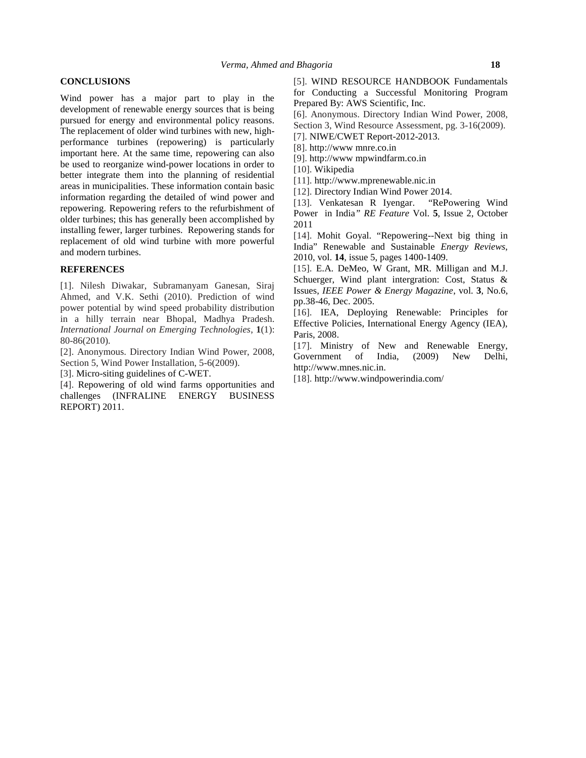## CONCLUSIONS

Wind power has a major part to play in the development of renewable energy sources that is being pursued for energy and environmental policy reasons. The replacement of older wind turbines with new, high-performance turbines (repowering) is particularly important here. At the same time, repowering can also be used to reorganize wind-power locations in order to better integrate them into the planning of residential areas in municipalities. These information contain basic information regarding the detailed of wind power and repowering. Repowering refers to the refurbishment of older turbines; this has generally been accomplished by installing fewer, larger turbines. Repowering stands for replacement of old wind turbine with more powerful and modern turbines.

## REFERENCES

[1]. Nilesh Diwakar, Subramanyam Ganesan, Siraj Ahmed, and V.K. Sethi (2010). Prediction of wind power potential by wind speed probability distribution in a hilly terrain near Bhopal, Madhya Pradesh. *International Journal on Emerging Technologies*, **1**(1): 80-86(2010).

[2]. Anonymous. Directory Indian Wind Power, 2008, Section 5, Wind Power Installation, 5-6(2009).

[3]. Micro-siting guidelines of C-WET.

[4]. Repowering of old wind farms opportunities and challenges (INFRALINE ENERGY BUSINESS REPORT) 2011.

[5]. WIND RESOURCE HANDBOOK Fundamentals for Conducting a Successful Monitoring Program Prepared By: AWS Scientific, Inc.

[6]. Anonymous. Directory Indian Wind Power, 2008, Section 3, Wind Resource Assessment, pg. 3-16(2009).

[7]. NIWE/CWET Report-2012-2013.

[8]. http://www mnre.co.in

[9]. http://www mpwindfarm.co.in

[10]. Wikipedia

[11]. http://www.mprenewable.nic.in

[12]. Directory Indian Wind Power 2014.

[13]. Venkatesan R Iyengar. "RePowering Wind Power in India*" RE Feature* Vol. **5**, Issue 2, October 2011

[14]. Mohit Goyal. "Repowering--Next big thing in India" Renewable and Sustainable *Energy Reviews*, 2010, vol. **14**, issue 5, pages 1400-1409.

[15]. E.A. DeMeo, W Grant, MR. Milligan and M.J. Schuerger, Wind plant intergration: Cost, Status & Issues, *IEEE Power & Energy Magazine*, vol. **3**, No.6, pp.38-46, Dec. 2005.

[16]. IEA, Deploying Renewable: Principles for Effective Policies, International Energy Agency (IEA), Paris, 2008.

[17]. Ministry of New and Renewable Energy, Government of India, (2009) New Delhi, http://www.mnes.nic.in.

[18]. http://www.windpowerindia.com/